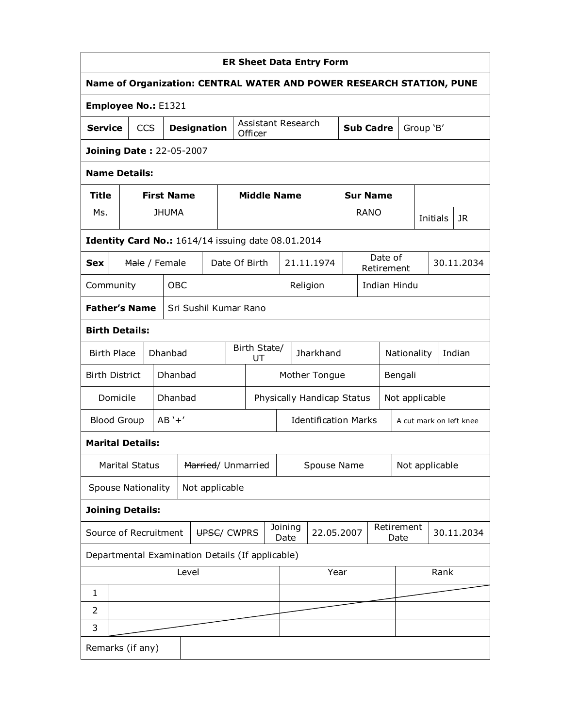# ER Sheet Data Entry Form

**Name of Organization: CENTRAL WATER AND POWER RESEARCH STATION, PUNE**

**Employee No.:** E1321

| **Service** | CCS | **Designation** | Assistant Research Officer | **Sub Cadre** | Group 'B' |
|---|---|---|---|---|---|

**Joining Date :** 22-05-2007

**Name Details:**

| **Title** | **First Name** | **Middle Name** | **Sur Name** | | |
|---|---|---|---|---|---|
| Ms. | JHUMA | | RANO | Initials | JR |

**Identity Card No.:** 1614/14 issuing date 08.01.2014

| **Sex** | ~~Male~~ / Female | Date Of Birth | 21.11.1974 | Date of Retirement | 30.11.2034 |
|---|---|---|---|---|---|

| Community | OBC | Religion | Indian Hindu |
|---|---|---|---|

| **Father's Name** | Sri Sushil Kumar Rano |
|---|---|

**Birth Details:**

| Birth Place | Dhanbad | Birth State/ UT | Jharkhand | Nationality | Indian |
|---|---|---|---|---|---|

| Birth District | Dhanbad | Mother Tongue | Bengali |
|---|---|---|---|
| Domicile | Dhanbad | Physically Handicap Status | Not applicable |
| Blood Group | AB '+' | Identification Marks | A cut mark on left knee |

**Marital Details:**

| Marital Status | ~~Married~~/ Unmarried | Spouse Name | Not applicable |
|---|---|---|---|
| Spouse Nationality | Not applicable | | |

**Joining Details:**

| Source of Recruitment | ~~UPSC~~/ CWPRS | Joining Date | 22.05.2007 | Retirement Date | 30.11.2034 |
|---|---|---|---|---|---|

Departmental Examination Details (If applicable)

| | Level | Year | Rank |
|---|---|---|---|
| 1 | | | |
| 2 | | | |
| 3 | | | |

| Remarks (if any) | |
|---|---|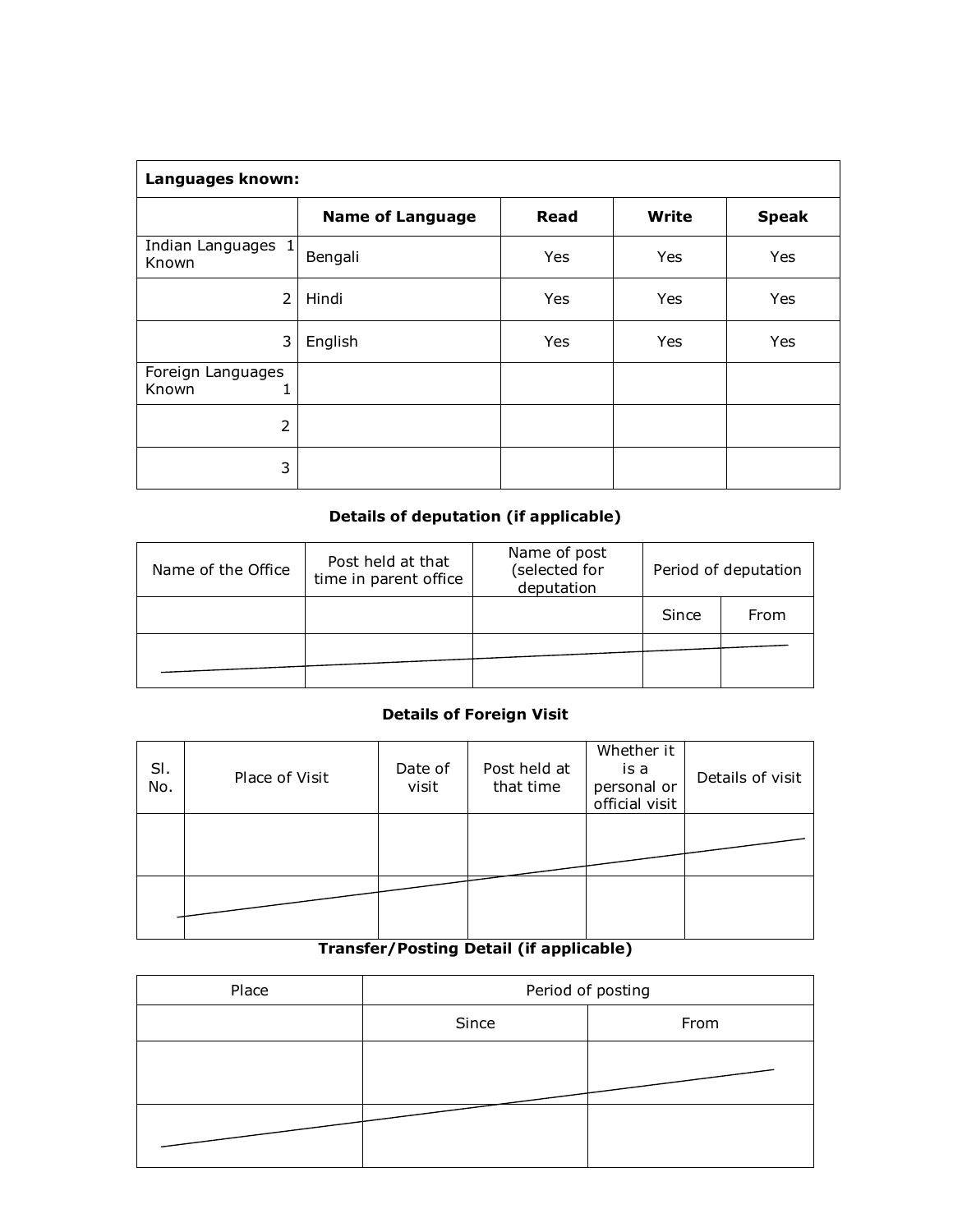| **Languages known:** | | | | |
|---|---|---|---|---|
| | **Name of Language** | **Read** | **Write** | **Speak** |
| Indian Languages Known 1 | Bengali | Yes | Yes | Yes |
| 2 | Hindi | Yes | Yes | Yes |
| 3 | English | Yes | Yes | Yes |
| Foreign Languages Known 1 | | | | |
| 2 | | | | |
| 3 | | | | |

**Details of deputation (if applicable)**

| Name of the Office | Post held at that time in parent office | Name of post (selected for deputation | Period of deputation | |
|---|---|---|---|---|
| | | | Since | From |
| | | | | |

**Details of Foreign Visit**

| Sl. No. | Place of Visit | Date of visit | Post held at that time | Whether it is a personal or official visit | Details of visit |
|---|---|---|---|---|---|
| | | | | | |
| | | | | | |

**Transfer/Posting Detail (if applicable)**

| Place | Period of posting | |
|---|---|---|
| | Since | From |
| | | |
| | | |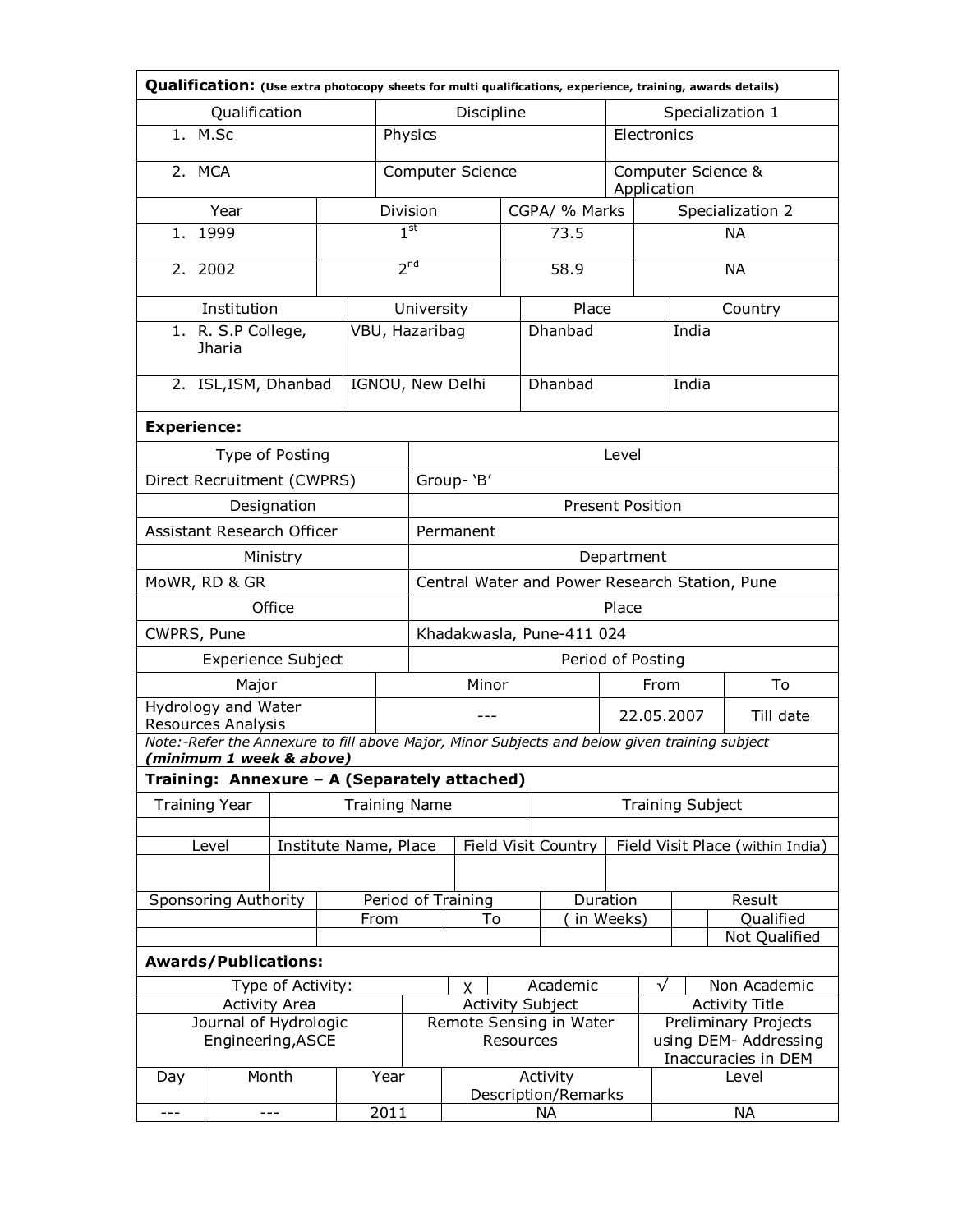**Qualification:** (Use extra photocopy sheets for multi qualifications, experience, training, awards details)

| Qualification | Discipline | Specialization 1 |
|---|---|---|
| 1. M.Sc | Physics | Electronics |
| 2. MCA | Computer Science | Computer Science & Application |

| Year | Division | CGPA/ % Marks | Specialization 2 |
|---|---|---|---|
| 1. 1999 | 1st | 73.5 | NA |
| 2. 2002 | 2nd | 58.9 | NA |

| Institution | University | Place | Country |
|---|---|---|---|
| 1. R. S.P College, Jharia | VBU, Hazaribag | Dhanbad | India |
| 2. ISL,ISM, Dhanbad | IGNOU, New Delhi | Dhanbad | India |

**Experience:**

| Type of Posting | Level |
|---|---|
| Direct Recruitment (CWPRS) | Group- 'B' |
| **Designation** | **Present Position** |
| Assistant Research Officer | Permanent |
| **Ministry** | **Department** |
| MoWR, RD & GR | Central Water and Power Research Station, Pune |
| **Office** | **Place** |
| CWPRS, Pune | Khadakwasla, Pune-411 024 |

| Experience Subject | | Period of Posting | |
|---|---|---|---|
| Major | Minor | From | To |
| Hydrology and Water Resources Analysis | --- | 22.05.2007 | Till date |

*Note:-Refer the Annexure to fill above Major, Minor Subjects and below given training subject* ***(minimum 1 week & above)***

**Training: Annexure – A (Separately attached)**

| Training Year | Training Name | Training Subject |
|---|---|---|
| | | |

| Level | Institute Name, Place | Field Visit Country | Field Visit Place (within India) |
|---|---|---|---|
| | | | |

| Sponsoring Authority | Period of Training | | Duration | Result | |
|---|---|---|---|---|---|
| | From | To | ( in Weeks) | | Qualified |
| | | | | | Not Qualified |

**Awards/Publications:**

| Type of Activity: | χ | Academic | √ | Non Academic |
|---|---|---|---|---|

| Activity Area | Activity Subject | Activity Title |
|---|---|---|
| Journal of Hydrologic Engineering,ASCE | Remote Sensing in Water Resources | Preliminary Projects using DEM- Addressing Inaccuracies in DEM |

| Day | Month | Year | Activity Description/Remarks | Level |
|---|---|---|---|---|
| --- | --- | 2011 | NA | NA |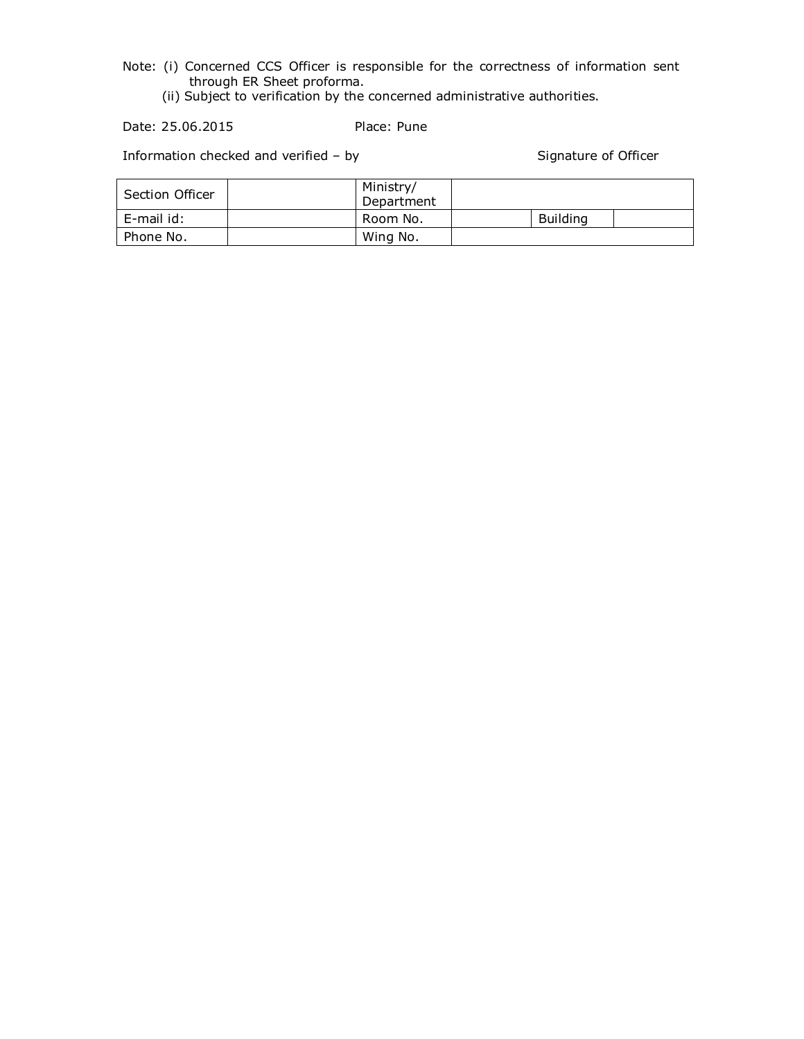Note: (i) Concerned CCS Officer is responsible for the correctness of information sent through ER Sheet proforma.
(ii) Subject to verification by the concerned administrative authorities.

Date: 25.06.2015 Place: Pune

Information checked and verified – by Signature of Officer

| | | | | | |
|---|---|---|---|---|---|
| Section Officer | | Ministry/ Department | | | |
| E-mail id: | | Room No. | | Building | |
| Phone No. | | Wing No. | | | |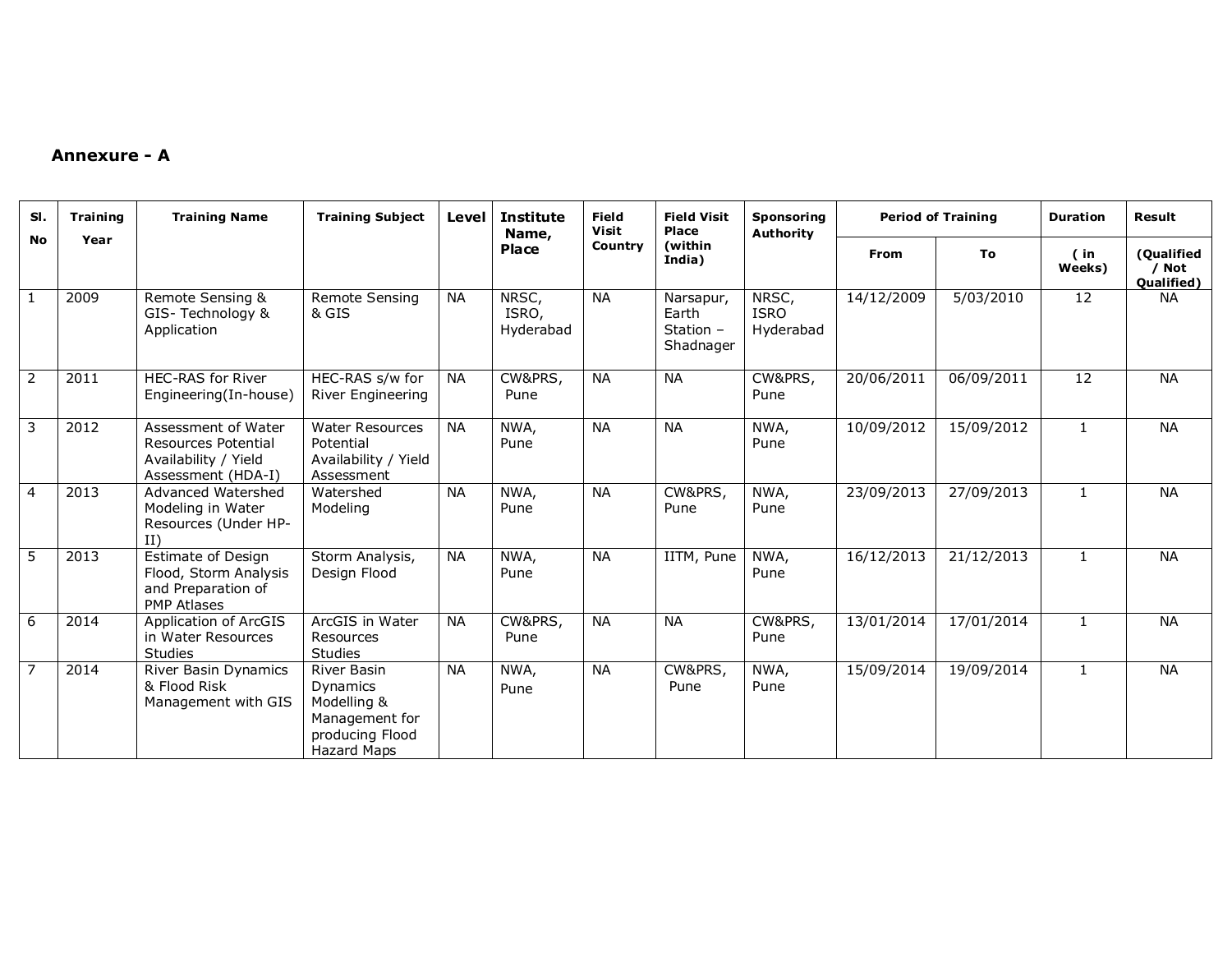**Annexure - A**

| Sl. No | Training Year | Training Name | Training Subject | Level | Institute Name, Place | Field Visit Country | Field Visit Place (within India) | Sponsoring Authority | Period of Training | | Duration | Result |
|---|---|---|---|---|---|---|---|---|---|---|---|---|
| | | | | | | | | | From | To | ( in Weeks) | (Qualified / Not Qualified) |
| 1 | 2009 | Remote Sensing & GIS- Technology & Application | Remote Sensing & GIS | NA | NRSC, ISRO, Hyderabad | NA | Narsapur, Earth Station – Shadnager | NRSC, ISRO Hyderabad | 14/12/2009 | 5/03/2010 | 12 | NA |
| 2 | 2011 | HEC-RAS for River Engineering(In-house) | HEC-RAS s/w for River Engineering | NA | CW&PRS, Pune | NA | NA | CW&PRS, Pune | 20/06/2011 | 06/09/2011 | 12 | NA |
| 3 | 2012 | Assessment of Water Resources Potential Availability / Yield Assessment (HDA-I) | Water Resources Potential Availability / Yield Assessment | NA | NWA, Pune | NA | NA | NWA, Pune | 10/09/2012 | 15/09/2012 | 1 | NA |
| 4 | 2013 | Advanced Watershed Modeling in Water Resources (Under HP-II) | Watershed Modeling | NA | NWA, Pune | NA | CW&PRS, Pune | NWA, Pune | 23/09/2013 | 27/09/2013 | 1 | NA |
| 5 | 2013 | Estimate of Design Flood, Storm Analysis and Preparation of PMP Atlases | Storm Analysis, Design Flood | NA | NWA, Pune | NA | IITM, Pune | NWA, Pune | 16/12/2013 | 21/12/2013 | 1 | NA |
| 6 | 2014 | Application of ArcGIS in Water Resources Studies | ArcGIS in Water Resources Studies | NA | CW&PRS, Pune | NA | NA | CW&PRS, Pune | 13/01/2014 | 17/01/2014 | 1 | NA |
| 7 | 2014 | River Basin Dynamics & Flood Risk Management with GIS | River Basin Dynamics Modelling & Management for producing Flood Hazard Maps | NA | NWA, Pune | NA | CW&PRS, Pune | NWA, Pune | 15/09/2014 | 19/09/2014 | 1 | NA |